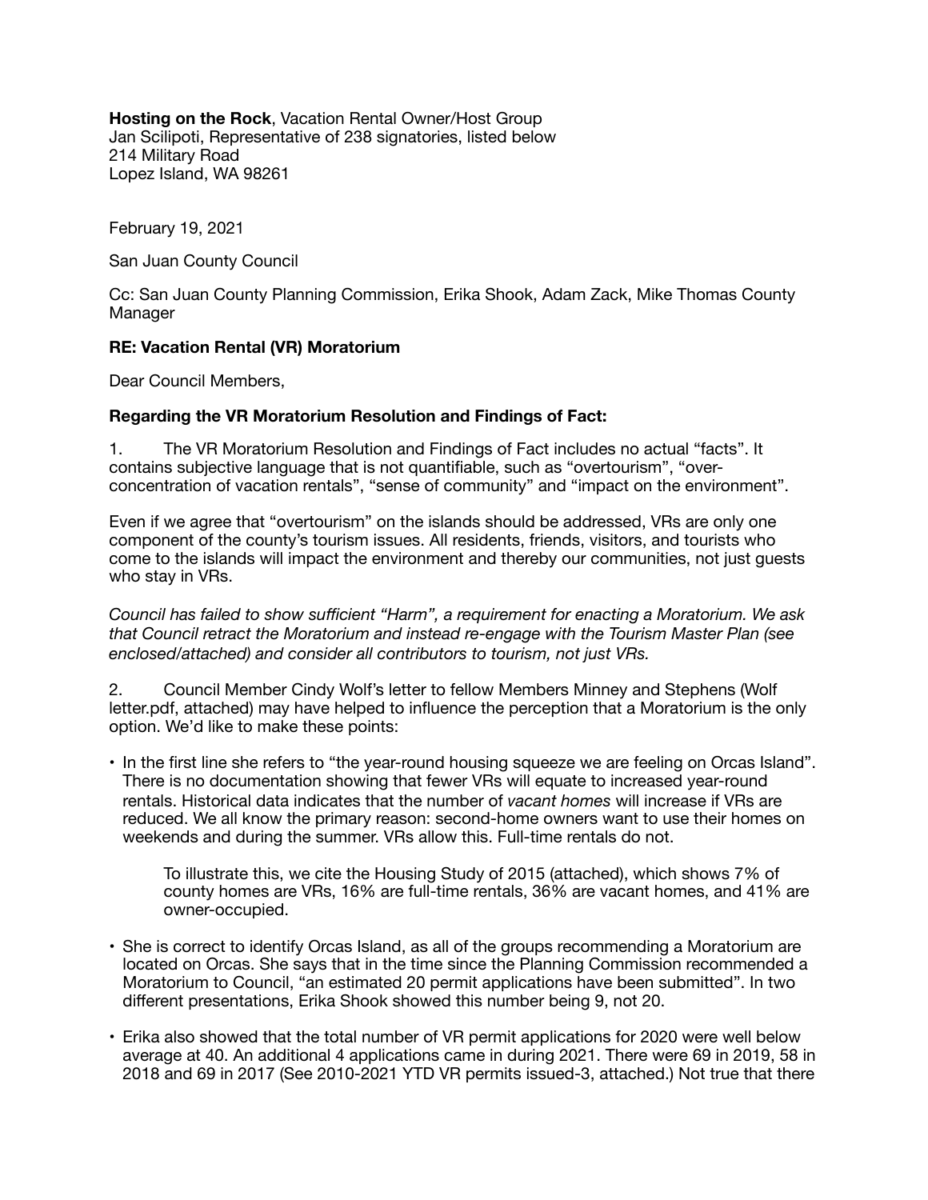**Hosting on the Rock**, Vacation Rental Owner/Host Group
Jan Scilipoti, Representative of 238 signatories, listed below
214 Military Road
Lopez Island, WA 98261

February 19, 2021

San Juan County Council

Cc: San Juan County Planning Commission, Erika Shook, Adam Zack, Mike Thomas County Manager

**RE: Vacation Rental (VR) Moratorium**

Dear Council Members,

**Regarding the VR Moratorium Resolution and Findings of Fact:**

1. The VR Moratorium Resolution and Findings of Fact includes no actual "facts". It contains subjective language that is not quantifiable, such as "overtourism", "over-concentration of vacation rentals", "sense of community" and "impact on the environment".

Even if we agree that "overtourism" on the islands should be addressed, VRs are only one component of the county's tourism issues. All residents, friends, visitors, and tourists who come to the islands will impact the environment and thereby our communities, not just guests who stay in VRs.

*Council has failed to show sufficient "Harm", a requirement for enacting a Moratorium. We ask that Council retract the Moratorium and instead re-engage with the Tourism Master Plan (see enclosed/attached) and consider all contributors to tourism, not just VRs.*

2. Council Member Cindy Wolf's letter to fellow Members Minney and Stephens (Wolf letter.pdf, attached) may have helped to influence the perception that a Moratorium is the only option. We'd like to make these points:

- In the first line she refers to "the year-round housing squeeze we are feeling on Orcas Island". There is no documentation showing that fewer VRs will equate to increased year-round rentals. Historical data indicates that the number of *vacant homes* will increase if VRs are reduced. We all know the primary reason: second-home owners want to use their homes on weekends and during the summer. VRs allow this. Full-time rentals do not.

  To illustrate this, we cite the Housing Study of 2015 (attached), which shows 7% of county homes are VRs, 16% are full-time rentals, 36% are vacant homes, and 41% are owner-occupied.

- She is correct to identify Orcas Island, as all of the groups recommending a Moratorium are located on Orcas. She says that in the time since the Planning Commission recommended a Moratorium to Council, "an estimated 20 permit applications have been submitted". In two different presentations, Erika Shook showed this number being 9, not 20.

- Erika also showed that the total number of VR permit applications for 2020 were well below average at 40. An additional 4 applications came in during 2021. There were 69 in 2019, 58 in 2018 and 69 in 2017 (See 2010-2021 YTD VR permits issued-3, attached.) Not true that there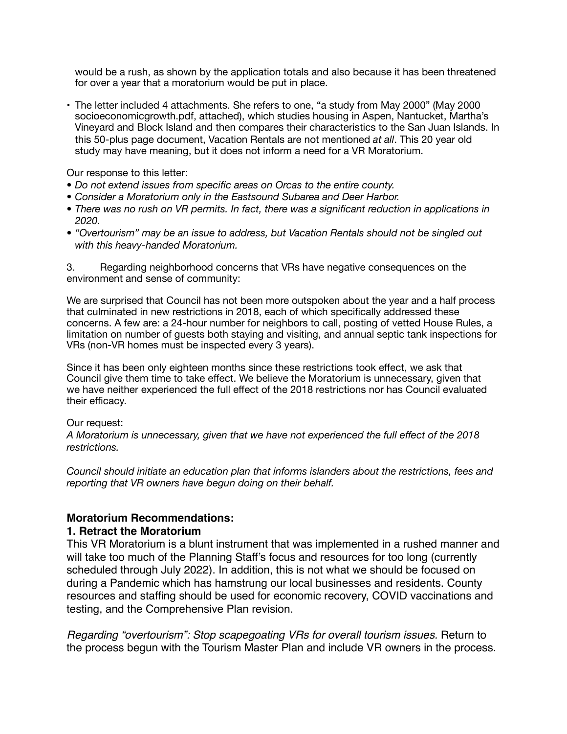would be a rush, as shown by the application totals and also because it has been threatened for over a year that a moratorium would be put in place.

- The letter included 4 attachments. She refers to one, "a study from May 2000" (May 2000 socioeconomicgrowth.pdf, attached), which studies housing in Aspen, Nantucket, Martha's Vineyard and Block Island and then compares their characteristics to the San Juan Islands. In this 50-plus page document, Vacation Rentals are not mentioned *at all*. This 20 year old study may have meaning, but it does not inform a need for a VR Moratorium.

Our response to this letter:

- *Do not extend issues from specific areas on Orcas to the entire county.*
- *Consider a Moratorium only in the Eastsound Subarea and Deer Harbor.*
- *There was no rush on VR permits. In fact, there was a significant reduction in applications in 2020.*
- *"Overtourism" may be an issue to address, but Vacation Rentals should not be singled out with this heavy-handed Moratorium.*

3. Regarding neighborhood concerns that VRs have negative consequences on the environment and sense of community:

We are surprised that Council has not been more outspoken about the year and a half process that culminated in new restrictions in 2018, each of which specifically addressed these concerns. A few are: a 24-hour number for neighbors to call, posting of vetted House Rules, a limitation on number of guests both staying and visiting, and annual septic tank inspections for VRs (non-VR homes must be inspected every 3 years).

Since it has been only eighteen months since these restrictions took effect, we ask that Council give them time to take effect. We believe the Moratorium is unnecessary, given that we have neither experienced the full effect of the 2018 restrictions nor has Council evaluated their efficacy.

Our request:
*A Moratorium is unnecessary, given that we have not experienced the full effect of the 2018 restrictions.*

*Council should initiate an education plan that informs islanders about the restrictions, fees and reporting that VR owners have begun doing on their behalf.*

## Moratorium Recommendations:

### 1. Retract the Moratorium

This VR Moratorium is a blunt instrument that was implemented in a rushed manner and will take too much of the Planning Staff's focus and resources for too long (currently scheduled through July 2022). In addition, this is not what we should be focused on during a Pandemic which has hamstrung our local businesses and residents. County resources and staffing should be used for economic recovery, COVID vaccinations and testing, and the Comprehensive Plan revision.

*Regarding "overtourism": Stop scapegoating VRs for overall tourism issues.* Return to the process begun with the Tourism Master Plan and include VR owners in the process.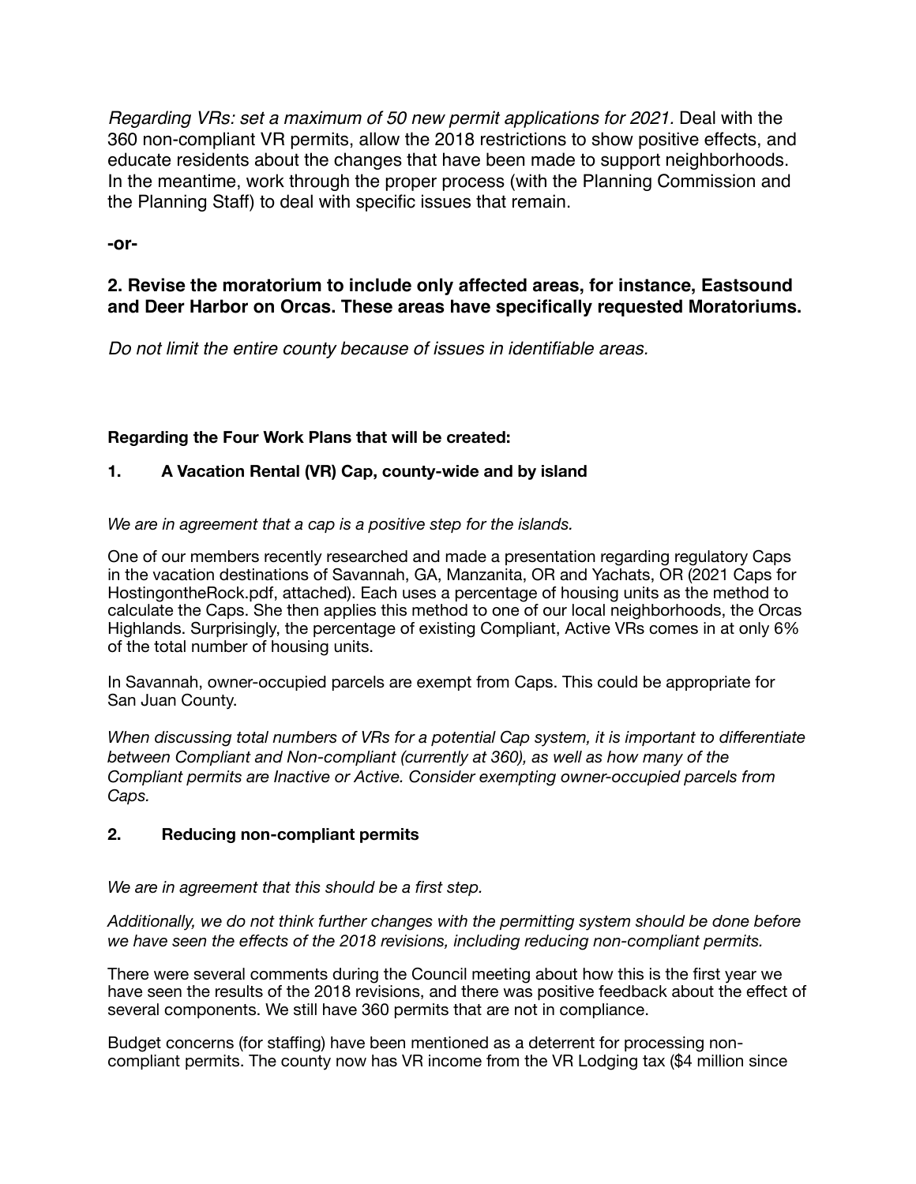*Regarding VRs: set a maximum of 50 new permit applications for 2021.* Deal with the 360 non-compliant VR permits, allow the 2018 restrictions to show positive effects, and educate residents about the changes that have been made to support neighborhoods. In the meantime, work through the proper process (with the Planning Commission and the Planning Staff) to deal with specific issues that remain.

**-or-**

**2. Revise the moratorium to include only affected areas, for instance, Eastsound and Deer Harbor on Orcas. These areas have specifically requested Moratoriums.**

*Do not limit the entire county because of issues in identifiable areas.*

**Regarding the Four Work Plans that will be created:**

**1. A Vacation Rental (VR) Cap, county-wide and by island**

*We are in agreement that a cap is a positive step for the islands.*

One of our members recently researched and made a presentation regarding regulatory Caps in the vacation destinations of Savannah, GA, Manzanita, OR and Yachats, OR (2021 Caps for HostingontheRock.pdf, attached). Each uses a percentage of housing units as the method to calculate the Caps. She then applies this method to one of our local neighborhoods, the Orcas Highlands. Surprisingly, the percentage of existing Compliant, Active VRs comes in at only 6% of the total number of housing units.

In Savannah, owner-occupied parcels are exempt from Caps. This could be appropriate for San Juan County.

*When discussing total numbers of VRs for a potential Cap system, it is important to differentiate between Compliant and Non-compliant (currently at 360), as well as how many of the Compliant permits are Inactive or Active. Consider exempting owner-occupied parcels from Caps.*

**2. Reducing non-compliant permits**

*We are in agreement that this should be a first step.*

*Additionally, we do not think further changes with the permitting system should be done before we have seen the effects of the 2018 revisions, including reducing non-compliant permits.*

There were several comments during the Council meeting about how this is the first year we have seen the results of the 2018 revisions, and there was positive feedback about the effect of several components. We still have 360 permits that are not in compliance.

Budget concerns (for staffing) have been mentioned as a deterrent for processing non-compliant permits. The county now has VR income from the VR Lodging tax ($4 million since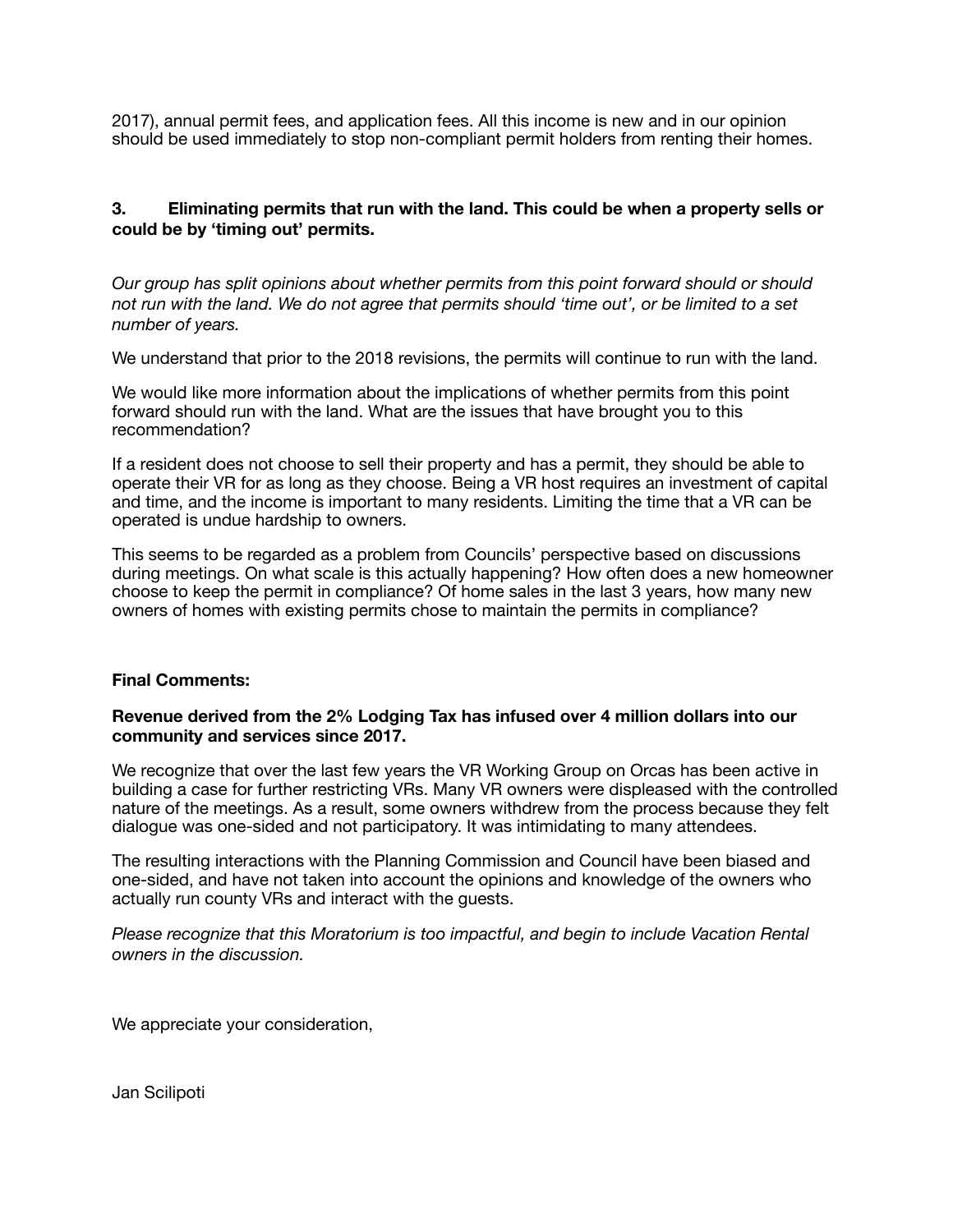2017), annual permit fees, and application fees. All this income is new and in our opinion should be used immediately to stop non-compliant permit holders from renting their homes.

**3. Eliminating permits that run with the land. This could be when a property sells or could be by 'timing out' permits.**

*Our group has split opinions about whether permits from this point forward should or should not run with the land. We do not agree that permits should 'time out', or be limited to a set number of years.*

We understand that prior to the 2018 revisions, the permits will continue to run with the land.

We would like more information about the implications of whether permits from this point forward should run with the land. What are the issues that have brought you to this recommendation?

If a resident does not choose to sell their property and has a permit, they should be able to operate their VR for as long as they choose. Being a VR host requires an investment of capital and time, and the income is important to many residents. Limiting the time that a VR can be operated is undue hardship to owners.

This seems to be regarded as a problem from Councils' perspective based on discussions during meetings. On what scale is this actually happening? How often does a new homeowner choose to keep the permit in compliance? Of home sales in the last 3 years, how many new owners of homes with existing permits chose to maintain the permits in compliance?

**Final Comments:**

**Revenue derived from the 2% Lodging Tax has infused over 4 million dollars into our community and services since 2017.**

We recognize that over the last few years the VR Working Group on Orcas has been active in building a case for further restricting VRs. Many VR owners were displeased with the controlled nature of the meetings. As a result, some owners withdrew from the process because they felt dialogue was one-sided and not participatory. It was intimidating to many attendees.

The resulting interactions with the Planning Commission and Council have been biased and one-sided, and have not taken into account the opinions and knowledge of the owners who actually run county VRs and interact with the guests.

*Please recognize that this Moratorium is too impactful, and begin to include Vacation Rental owners in the discussion.*

We appreciate your consideration,

Jan Scilipoti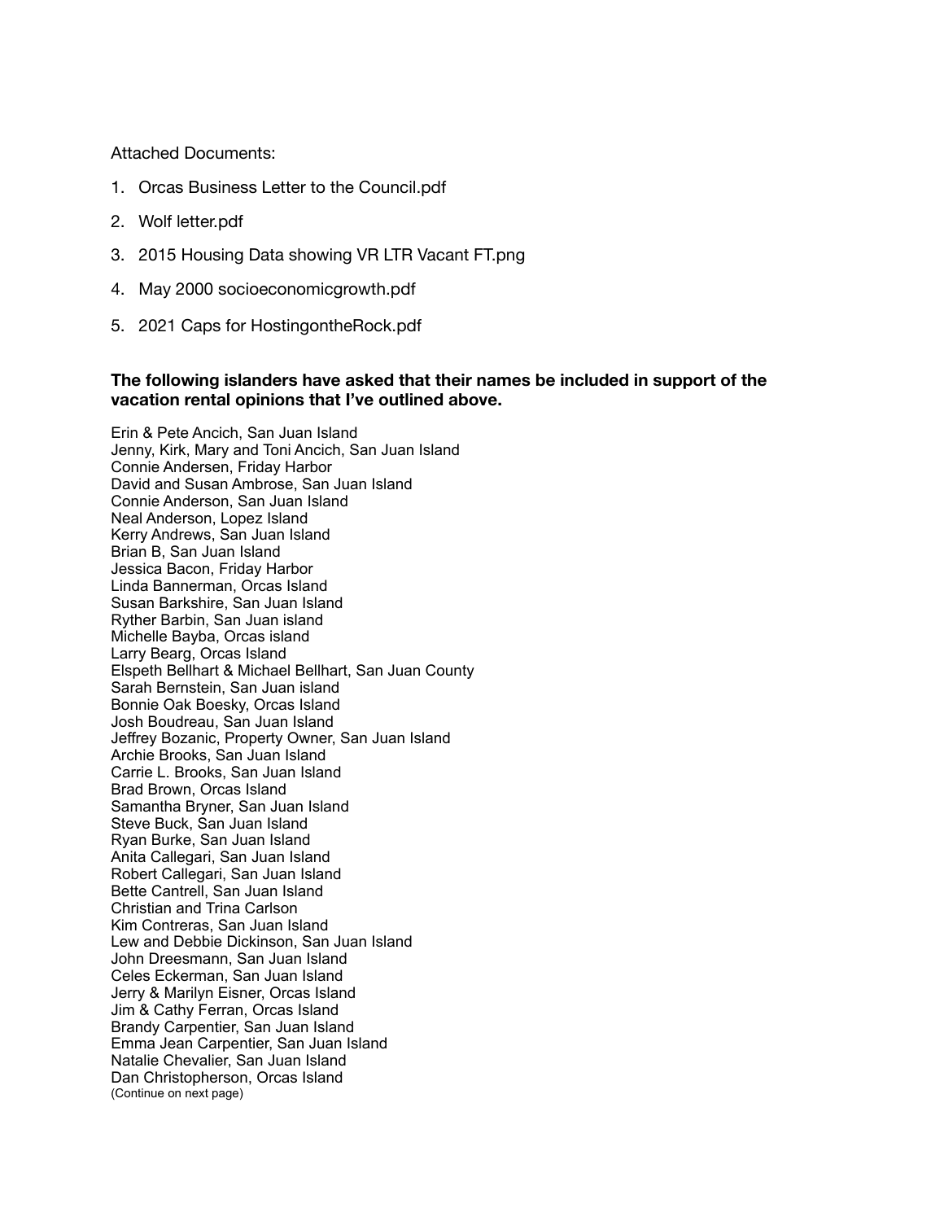Attached Documents:

1. Orcas Business Letter to the Council.pdf
2. Wolf letter.pdf
3. 2015 Housing Data showing VR LTR Vacant FT.png
4. May 2000 socioeconomicgrowth.pdf
5. 2021 Caps for HostingontheRock.pdf

**The following islanders have asked that their names be included in support of the vacation rental opinions that I've outlined above.**

Erin & Pete Ancich, San Juan Island
Jenny, Kirk, Mary and Toni Ancich, San Juan Island
Connie Andersen, Friday Harbor
David and Susan Ambrose, San Juan Island
Connie Anderson, San Juan Island
Neal Anderson, Lopez Island
Kerry Andrews, San Juan Island
Brian B, San Juan Island
Jessica Bacon, Friday Harbor
Linda Bannerman, Orcas Island
Susan Barkshire, San Juan Island
Ryther Barbin, San Juan island
Michelle Bayba, Orcas island
Larry Bearg, Orcas Island
Elspeth Bellhart & Michael Bellhart, San Juan County
Sarah Bernstein, San Juan island
Bonnie Oak Boesky, Orcas Island
Josh Boudreau, San Juan Island
Jeffrey Bozanic, Property Owner, San Juan Island
Archie Brooks, San Juan Island
Carrie L. Brooks, San Juan Island
Brad Brown, Orcas Island
Samantha Bryner, San Juan Island
Steve Buck, San Juan Island
Ryan Burke, San Juan Island
Anita Callegari, San Juan Island
Robert Callegari, San Juan Island
Bette Cantrell, San Juan Island
Christian and Trina Carlson
Kim Contreras, San Juan Island
Lew and Debbie Dickinson, San Juan Island
John Dreesmann, San Juan Island
Celes Eckerman, San Juan Island
Jerry & Marilyn Eisner, Orcas Island
Jim & Cathy Ferran, Orcas Island
Brandy Carpentier, San Juan Island
Emma Jean Carpentier, San Juan Island
Natalie Chevalier, San Juan Island
Dan Christopherson, Orcas Island
(Continue on next page)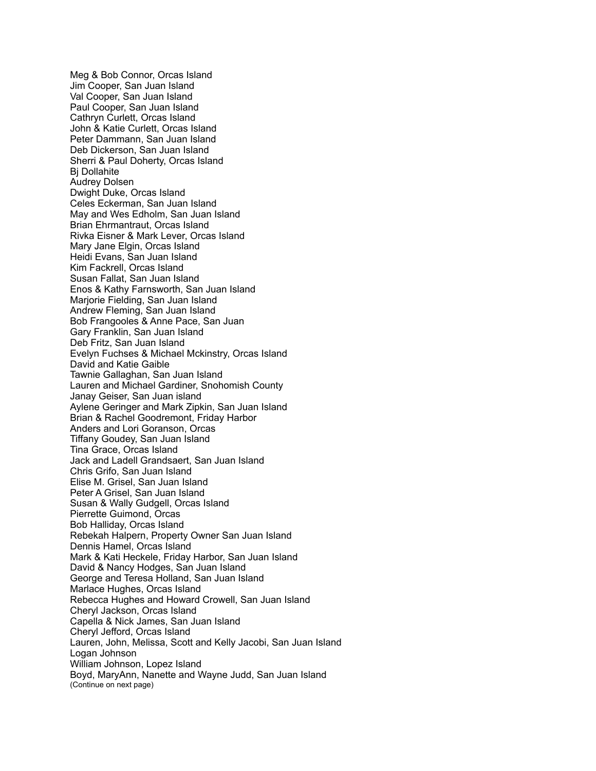Meg & Bob Connor, Orcas Island
Jim Cooper, San Juan Island
Val Cooper, San Juan Island
Paul Cooper, San Juan Island
Cathryn Curlett, Orcas Island
John & Katie Curlett, Orcas Island
Peter Dammann, San Juan Island
Deb Dickerson, San Juan Island
Sherri & Paul Doherty, Orcas Island
Bj Dollahite
Audrey Dolsen
Dwight Duke, Orcas Island
Celes Eckerman, San Juan Island
May and Wes Edholm, San Juan Island
Brian Ehrmantraut, Orcas Island
Rivka Eisner & Mark Lever, Orcas Island
Mary Jane Elgin, Orcas Island
Heidi Evans, San Juan Island
Kim Fackrell, Orcas Island
Susan Fallat, San Juan Island
Enos & Kathy Farnsworth, San Juan Island
Marjorie Fielding, San Juan Island
Andrew Fleming, San Juan Island
Bob Frangooles & Anne Pace, San Juan
Gary Franklin, San Juan Island
Deb Fritz, San Juan Island
Evelyn Fuchses & Michael Mckinstry, Orcas Island
David and Katie Gaible
Tawnie Gallaghan, San Juan Island
Lauren and Michael Gardiner, Snohomish County
Janay Geiser, San Juan island
Aylene Geringer and Mark Zipkin, San Juan Island
Brian & Rachel Goodremont, Friday Harbor
Anders and Lori Goranson, Orcas
Tiffany Goudey, San Juan Island
Tina Grace, Orcas Island
Jack and Ladell Grandsaert, San Juan Island
Chris Grifo, San Juan Island
Elise M. Grisel, San Juan Island
Peter A Grisel, San Juan Island
Susan & Wally Gudgell, Orcas Island
Pierrette Guimond, Orcas
Bob Halliday, Orcas Island
Rebekah Halpern, Property Owner San Juan Island
Dennis Hamel, Orcas Island
Mark & Kati Heckele, Friday Harbor, San Juan Island
David & Nancy Hodges, San Juan Island
George and Teresa Holland, San Juan Island
Marlace Hughes, Orcas Island
Rebecca Hughes and Howard Crowell, San Juan Island
Cheryl Jackson, Orcas Island
Capella & Nick James, San Juan Island
Cheryl Jefford, Orcas Island
Lauren, John, Melissa, Scott and Kelly Jacobi, San Juan Island
Logan Johnson
William Johnson, Lopez Island
Boyd, MaryAnn, Nanette and Wayne Judd, San Juan Island
(Continue on next page)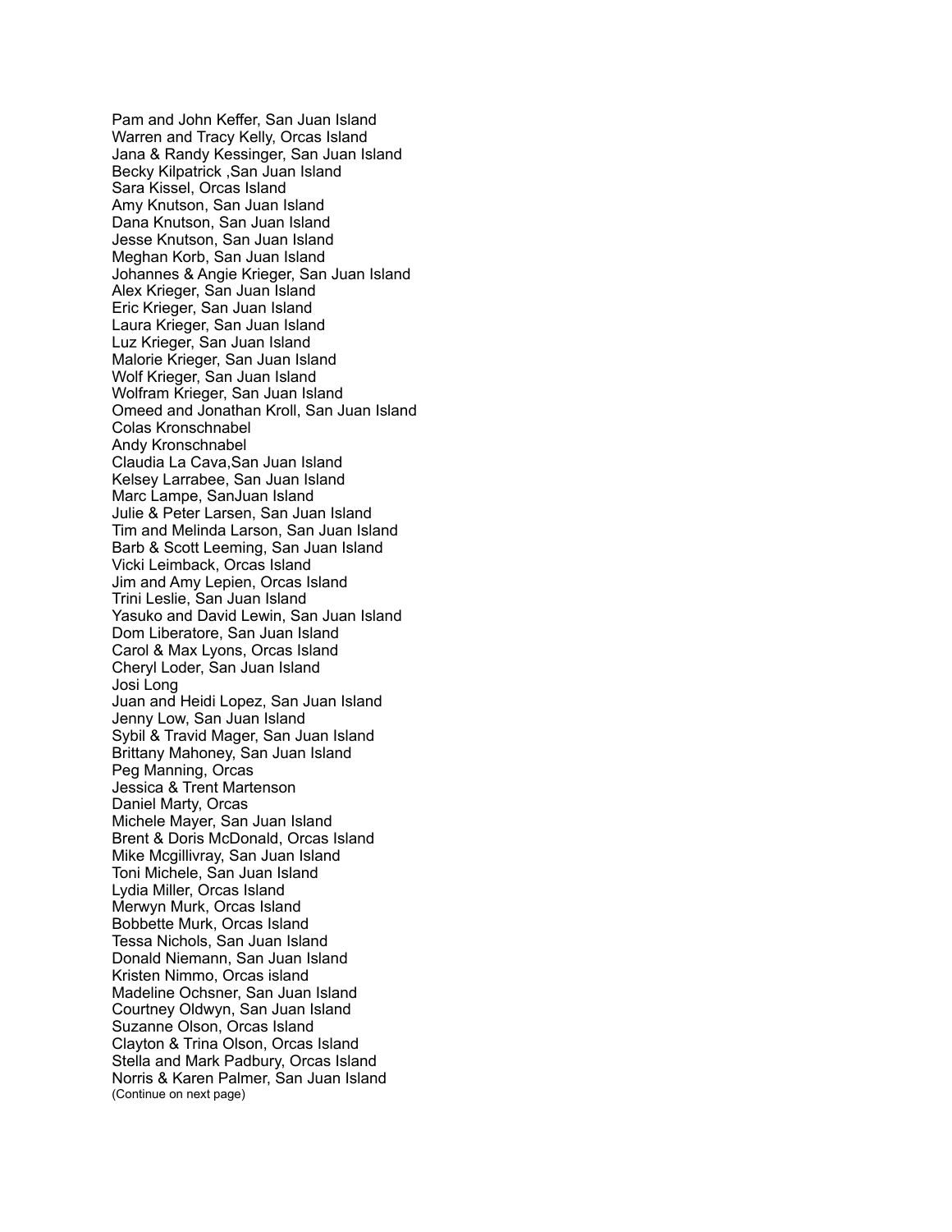Pam and John Keffer, San Juan Island
Warren and Tracy Kelly, Orcas Island
Jana & Randy Kessinger, San Juan Island
Becky Kilpatrick ,San Juan Island
Sara Kissel, Orcas Island
Amy Knutson, San Juan Island
Dana Knutson, San Juan Island
Jesse Knutson, San Juan Island
Meghan Korb, San Juan Island
Johannes & Angie Krieger, San Juan Island
Alex Krieger, San Juan Island
Eric Krieger, San Juan Island
Laura Krieger, San Juan Island
Luz Krieger, San Juan Island
Malorie Krieger, San Juan Island
Wolf Krieger, San Juan Island
Wolfram Krieger, San Juan Island
Omeed and Jonathan Kroll, San Juan Island
Colas Kronschnabel
Andy Kronschnabel
Claudia La Cava,San Juan Island
Kelsey Larrabee, San Juan Island
Marc Lampe, SanJuan Island
Julie & Peter Larsen, San Juan Island
Tim and Melinda Larson, San Juan Island
Barb & Scott Leeming, San Juan Island
Vicki Leimback, Orcas Island
Jim and Amy Lepien, Orcas Island
Trini Leslie, San Juan Island
Yasuko and David Lewin, San Juan Island
Dom Liberatore, San Juan Island
Carol & Max Lyons, Orcas Island
Cheryl Loder, San Juan Island
Josi Long
Juan and Heidi Lopez, San Juan Island
Jenny Low, San Juan Island
Sybil & Travid Mager, San Juan Island
Brittany Mahoney, San Juan Island
Peg Manning, Orcas
Jessica & Trent Martenson
Daniel Marty, Orcas
Michele Mayer, San Juan Island
Brent & Doris McDonald, Orcas Island
Mike Mcgillivray, San Juan Island
Toni Michele, San Juan Island
Lydia Miller, Orcas Island
Merwyn Murk, Orcas Island
Bobbette Murk, Orcas Island
Tessa Nichols, San Juan Island
Donald Niemann, San Juan Island
Kristen Nimmo, Orcas island
Madeline Ochsner, San Juan Island
Courtney Oldwyn, San Juan Island
Suzanne Olson, Orcas Island
Clayton & Trina Olson, Orcas Island
Stella and Mark Padbury, Orcas Island
Norris & Karen Palmer, San Juan Island
(Continue on next page)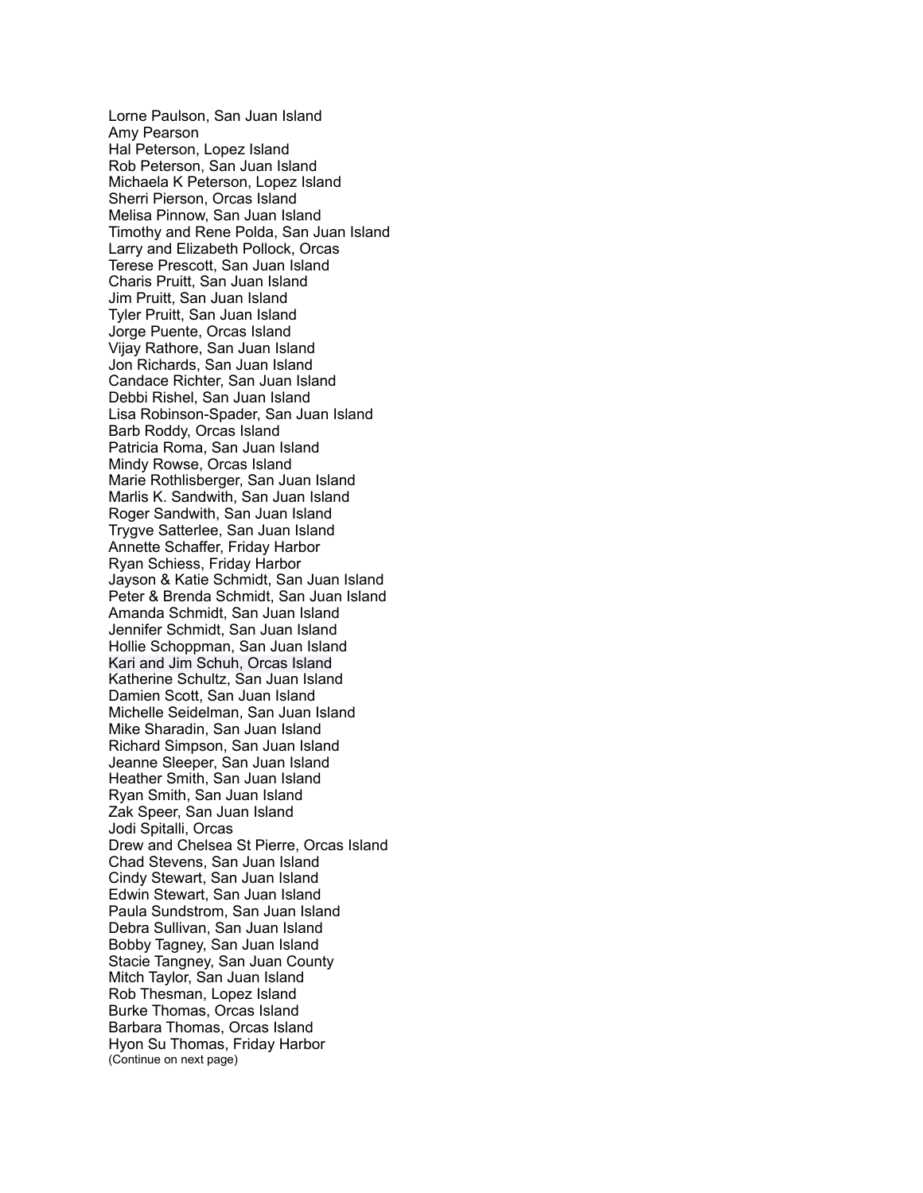Lorne Paulson, San Juan Island
Amy Pearson
Hal Peterson, Lopez Island
Rob Peterson, San Juan Island
Michaela K Peterson, Lopez Island
Sherri Pierson, Orcas Island
Melisa Pinnow, San Juan Island
Timothy and Rene Polda, San Juan Island
Larry and Elizabeth Pollock, Orcas
Terese Prescott, San Juan Island
Charis Pruitt, San Juan Island
Jim Pruitt, San Juan Island
Tyler Pruitt, San Juan Island
Jorge Puente, Orcas Island
Vijay Rathore, San Juan Island
Jon Richards, San Juan Island
Candace Richter, San Juan Island
Debbi Rishel, San Juan Island
Lisa Robinson-Spader, San Juan Island
Barb Roddy, Orcas Island
Patricia Roma, San Juan Island
Mindy Rowse, Orcas Island
Marie Rothlisberger, San Juan Island
Marlis K. Sandwith, San Juan Island
Roger Sandwith, San Juan Island
Trygve Satterlee, San Juan Island
Annette Schaffer, Friday Harbor
Ryan Schiess, Friday Harbor
Jayson & Katie Schmidt, San Juan Island
Peter & Brenda Schmidt, San Juan Island
Amanda Schmidt, San Juan Island
Jennifer Schmidt, San Juan Island
Hollie Schoppman, San Juan Island
Kari and Jim Schuh, Orcas Island
Katherine Schultz, San Juan Island
Damien Scott, San Juan Island
Michelle Seidelman, San Juan Island
Mike Sharadin, San Juan Island
Richard Simpson, San Juan Island
Jeanne Sleeper, San Juan Island
Heather Smith, San Juan Island
Ryan Smith, San Juan Island
Zak Speer, San Juan Island
Jodi Spitalli, Orcas
Drew and Chelsea St Pierre, Orcas Island
Chad Stevens, San Juan Island
Cindy Stewart, San Juan Island
Edwin Stewart, San Juan Island
Paula Sundstrom, San Juan Island
Debra Sullivan, San Juan Island
Bobby Tagney, San Juan Island
Stacie Tangney, San Juan County
Mitch Taylor, San Juan Island
Rob Thesman, Lopez Island
Burke Thomas, Orcas Island
Barbara Thomas, Orcas Island
Hyon Su Thomas, Friday Harbor
(Continue on next page)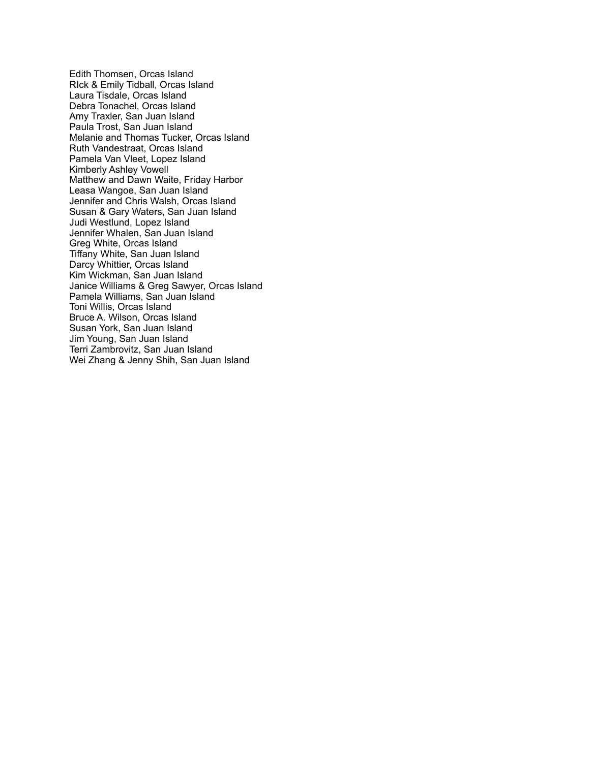Edith Thomsen, Orcas Island
RIck & Emily Tidball, Orcas Island
Laura Tisdale, Orcas Island
Debra Tonachel, Orcas Island
Amy Traxler, San Juan Island
Paula Trost, San Juan Island
Melanie and Thomas Tucker, Orcas Island
Ruth Vandestraat, Orcas Island
Pamela Van Vleet, Lopez Island
Kimberly Ashley Vowell
Matthew and Dawn Waite, Friday Harbor
Leasa Wangoe, San Juan Island
Jennifer and Chris Walsh, Orcas Island
Susan & Gary Waters, San Juan Island
Judi Westlund, Lopez Island
Jennifer Whalen, San Juan Island
Greg White, Orcas Island
Tiffany White, San Juan Island
Darcy Whittier, Orcas Island
Kim Wickman, San Juan Island
Janice Williams & Greg Sawyer, Orcas Island
Pamela Williams, San Juan Island
Toni Willis, Orcas Island
Bruce A. Wilson, Orcas Island
Susan York, San Juan Island
Jim Young, San Juan Island
Terri Zambrovitz, San Juan Island
Wei Zhang & Jenny Shih, San Juan Island